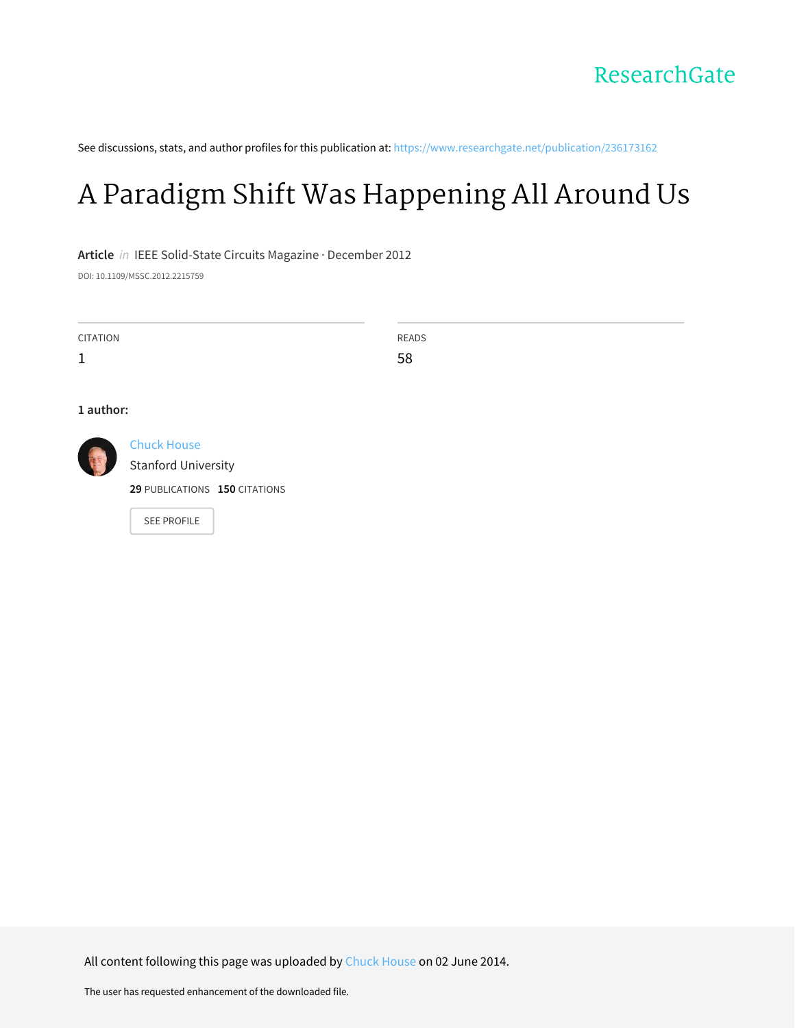See discussions, stats, and author profiles for this publication at: https://www.researchgate.net/publication/236173162

# A Paradigm Shift Was Happening All Around Us

**Article** *in* IEEE Solid-State Circuits Magazine · December 2012

DOI: 10.1109/MSSC.2012.2215759

| CITATION | READS |
|---|---|
| 1 | 58 |

**1 author:**

Chuck House
Stanford University
**29** PUBLICATIONS **150** CITATIONS

SEE PROFILE

All content following this page was uploaded by Chuck House on 02 June 2014.

The user has requested enhancement of the downloaded file.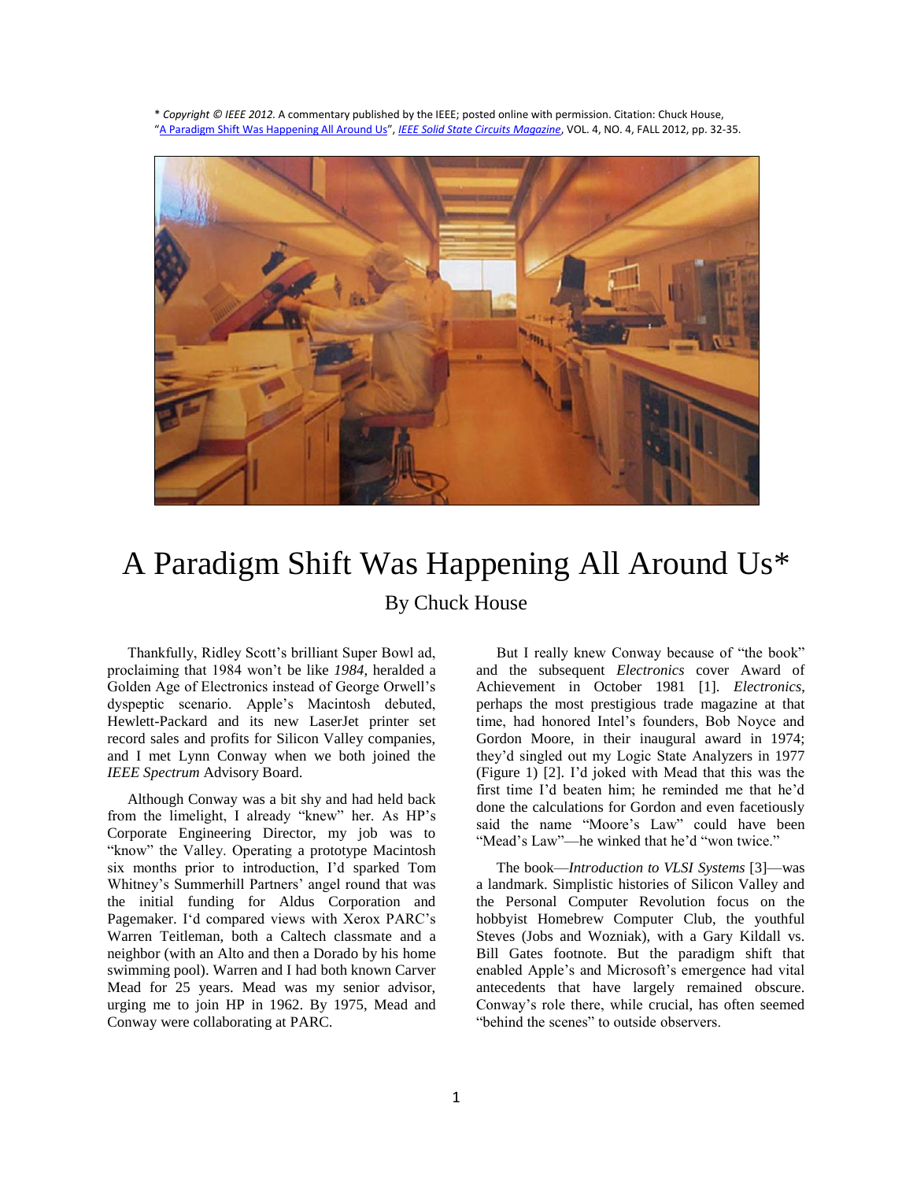\* *Copyright © IEEE 2012.* A commentary published by the IEEE; posted online with permission. Citation: Chuck House, "A Paradigm Shift Was Happening All Around Us", *IEEE Solid State Circuits Magazine*, VOL. 4, NO. 4, FALL 2012, pp. 32-35.

# A Paradigm Shift Was Happening All Around Us*

By Chuck House

Thankfully, Ridley Scott's brilliant Super Bowl ad, proclaiming that 1984 won't be like *1984*, heralded a Golden Age of Electronics instead of George Orwell's dyspeptic scenario. Apple's Macintosh debuted, Hewlett-Packard and its new LaserJet printer set record sales and profits for Silicon Valley companies, and I met Lynn Conway when we both joined the *IEEE Spectrum* Advisory Board.

Although Conway was a bit shy and had held back from the limelight, I already "knew" her. As HP's Corporate Engineering Director, my job was to "know" the Valley. Operating a prototype Macintosh six months prior to introduction, I'd sparked Tom Whitney's Summerhill Partners' angel round that was the initial funding for Aldus Corporation and Pagemaker. I'd compared views with Xerox PARC's Warren Teitleman, both a Caltech classmate and a neighbor (with an Alto and then a Dorado by his home swimming pool). Warren and I had both known Carver Mead for 25 years. Mead was my senior advisor, urging me to join HP in 1962. By 1975, Mead and Conway were collaborating at PARC.

But I really knew Conway because of "the book" and the subsequent *Electronics* cover Award of Achievement in October 1981 [1]. *Electronics*, perhaps the most prestigious trade magazine at that time, had honored Intel's founders, Bob Noyce and Gordon Moore, in their inaugural award in 1974; they'd singled out my Logic State Analyzers in 1977 (Figure 1) [2]. I'd joked with Mead that this was the first time I'd beaten him; he reminded me that he'd done the calculations for Gordon and even facetiously said the name "Moore's Law" could have been "Mead's Law"—he winked that he'd "won twice."

The book—*Introduction to VLSI Systems* [3]—was a landmark. Simplistic histories of Silicon Valley and the Personal Computer Revolution focus on the hobbyist Homebrew Computer Club, the youthful Steves (Jobs and Wozniak), with a Gary Kildall vs. Bill Gates footnote. But the paradigm shift that enabled Apple's and Microsoft's emergence had vital antecedents that have largely remained obscure. Conway's role there, while crucial, has often seemed "behind the scenes" to outside observers.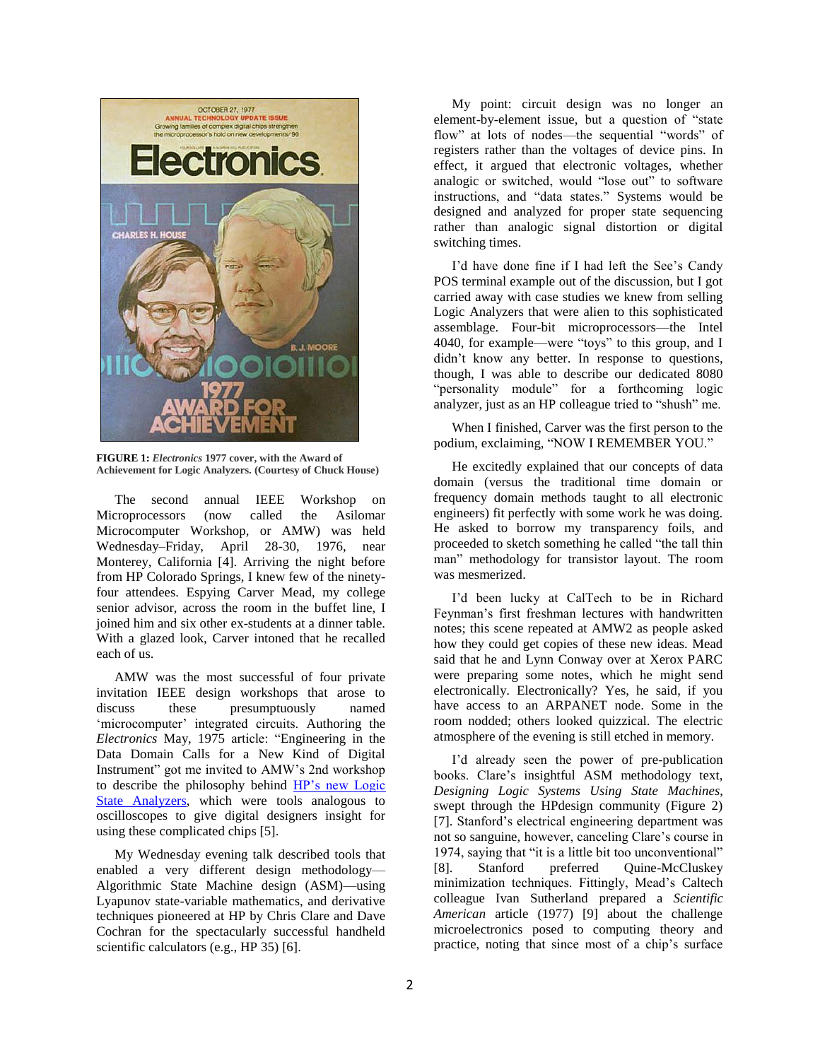**FIGURE 1:** *Electronics* **1977 cover, with the Award of Achievement for Logic Analyzers. (Courtesy of Chuck House)**

The second annual IEEE Workshop on Microprocessors (now called the Asilomar Microcomputer Workshop, or AMW) was held Wednesday–Friday, April 28-30, 1976, near Monterey, California [4]. Arriving the night before from HP Colorado Springs, I knew few of the ninety-four attendees. Espying Carver Mead, my college senior advisor, across the room in the buffet line, I joined him and six other ex-students at a dinner table. With a glazed look, Carver intoned that he recalled each of us.

AMW was the most successful of four private invitation IEEE design workshops that arose to discuss these presumptuously named 'microcomputer' integrated circuits. Authoring the *Electronics* May, 1975 article: "Engineering in the Data Domain Calls for a New Kind of Digital Instrument" got me invited to AMW's 2nd workshop to describe the philosophy behind HP's new Logic State Analyzers, which were tools analogous to oscilloscopes to give digital designers insight for using these complicated chips [5].

My Wednesday evening talk described tools that enabled a very different design methodology—Algorithmic State Machine design (ASM)—using Lyapunov state-variable mathematics, and derivative techniques pioneered at HP by Chris Clare and Dave Cochran for the spectacularly successful handheld scientific calculators (e.g., HP 35) [6].

My point: circuit design was no longer an element-by-element issue, but a question of "state flow" at lots of nodes—the sequential "words" of registers rather than the voltages of device pins. In effect, it argued that electronic voltages, whether analogic or switched, would "lose out" to software instructions, and "data states." Systems would be designed and analyzed for proper state sequencing rather than analogic signal distortion or digital switching times.

I'd have done fine if I had left the See's Candy POS terminal example out of the discussion, but I got carried away with case studies we knew from selling Logic Analyzers that were alien to this sophisticated assemblage. Four-bit microprocessors—the Intel 4040, for example—were "toys" to this group, and I didn't know any better. In response to questions, though, I was able to describe our dedicated 8080 "personality module" for a forthcoming logic analyzer, just as an HP colleague tried to "shush" me.

When I finished, Carver was the first person to the podium, exclaiming, "NOW I REMEMBER YOU."

He excitedly explained that our concepts of data domain (versus the traditional time domain or frequency domain methods taught to all electronic engineers) fit perfectly with some work he was doing. He asked to borrow my transparency foils, and proceeded to sketch something he called "the tall thin man" methodology for transistor layout. The room was mesmerized.

I'd been lucky at CalTech to be in Richard Feynman's first freshman lectures with handwritten notes; this scene repeated at AMW2 as people asked how they could get copies of these new ideas. Mead said that he and Lynn Conway over at Xerox PARC were preparing some notes, which he might send electronically. Electronically? Yes, he said, if you have access to an ARPANET node. Some in the room nodded; others looked quizzical. The electric atmosphere of the evening is still etched in memory.

I'd already seen the power of pre-publication books. Clare's insightful ASM methodology text, *Designing Logic Systems Using State Machines*, swept through the HPdesign community (Figure 2) [7]. Stanford's electrical engineering department was not so sanguine, however, canceling Clare's course in 1974, saying that "it is a little bit too unconventional" [8]. Stanford preferred Quine-McCluskey minimization techniques. Fittingly, Mead's Caltech colleague Ivan Sutherland prepared a *Scientific American* article (1977) [9] about the challenge microelectronics posed to computing theory and practice, noting that since most of a chip's surface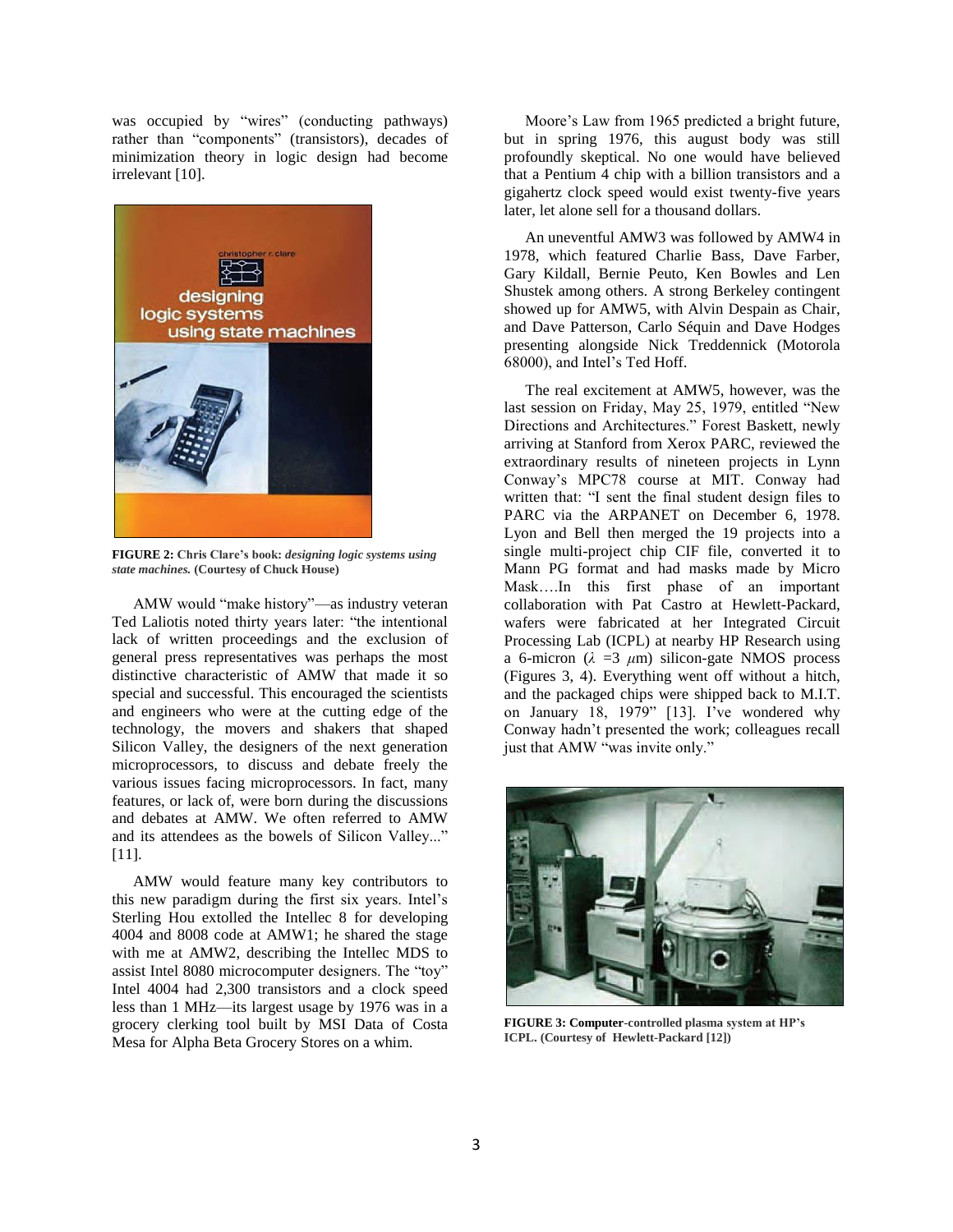was occupied by "wires" (conducting pathways) rather than "components" (transistors), decades of minimization theory in logic design had become irrelevant [10].

**FIGURE 2: Chris Clare's book:** ***designing logic systems using state machines.*** **(Courtesy of Chuck House)**

AMW would "make history"—as industry veteran Ted Laliotis noted thirty years later: "the intentional lack of written proceedings and the exclusion of general press representatives was perhaps the most distinctive characteristic of AMW that made it so special and successful. This encouraged the scientists and engineers who were at the cutting edge of the technology, the movers and shakers that shaped Silicon Valley, the designers of the next generation microprocessors, to discuss and debate freely the various issues facing microprocessors. In fact, many features, or lack of, were born during the discussions and debates at AMW. We often referred to AMW and its attendees as the bowels of Silicon Valley..." [11].

AMW would feature many key contributors to this new paradigm during the first six years. Intel's Sterling Hou extolled the Intellec 8 for developing 4004 and 8008 code at AMW1; he shared the stage with me at AMW2, describing the Intellec MDS to assist Intel 8080 microcomputer designers. The "toy" Intel 4004 had 2,300 transistors and a clock speed less than 1 MHz—its largest usage by 1976 was in a grocery clerking tool built by MSI Data of Costa Mesa for Alpha Beta Grocery Stores on a whim.

Moore's Law from 1965 predicted a bright future, but in spring 1976, this august body was still profoundly skeptical. No one would have believed that a Pentium 4 chip with a billion transistors and a gigahertz clock speed would exist twenty-five years later, let alone sell for a thousand dollars.

An uneventful AMW3 was followed by AMW4 in 1978, which featured Charlie Bass, Dave Farber, Gary Kildall, Bernie Peuto, Ken Bowles and Len Shustek among others. A strong Berkeley contingent showed up for AMW5, with Alvin Despain as Chair, and Dave Patterson, Carlo Séquin and Dave Hodges presenting alongside Nick Treddennick (Motorola 68000), and Intel's Ted Hoff.

The real excitement at AMW5, however, was the last session on Friday, May 25, 1979, entitled "New Directions and Architectures." Forest Baskett, newly arriving at Stanford from Xerox PARC, reviewed the extraordinary results of nineteen projects in Lynn Conway's MPC78 course at MIT. Conway had written that: "I sent the final student design files to PARC via the ARPANET on December 6, 1978. Lyon and Bell then merged the 19 projects into a single multi-project chip CIF file, converted it to Mann PG format and had masks made by Micro Mask….In this first phase of an important collaboration with Pat Castro at Hewlett-Packard, wafers were fabricated at her Integrated Circuit Processing Lab (ICPL) at nearby HP Research using a 6-micron ($\lambda$ =3 $\mu$m) silicon-gate NMOS process (Figures 3, 4). Everything went off without a hitch, and the packaged chips were shipped back to M.I.T. on January 18, 1979" [13]. I've wondered why Conway hadn't presented the work; colleagues recall just that AMW "was invite only."

**FIGURE 3: Computer-controlled plasma system at HP's ICPL. (Courtesy of Hewlett-Packard [12])**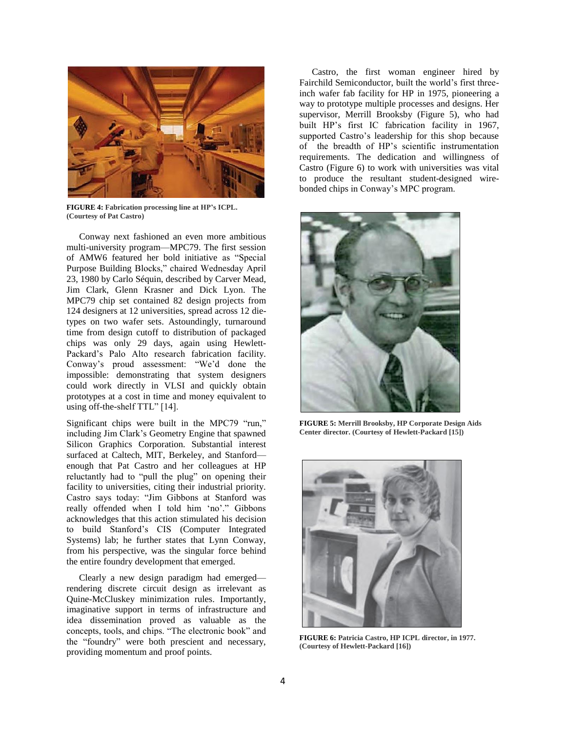FIGURE 4: Fabrication processing line at HP's ICPL. (Courtesy of Pat Castro)

Conway next fashioned an even more ambitious multi-university program—MPC79. The first session of AMW6 featured her bold initiative as "Special Purpose Building Blocks," chaired Wednesday April 23, 1980 by Carlo Séquin, described by Carver Mead, Jim Clark, Glenn Krasner and Dick Lyon. The MPC79 chip set contained 82 design projects from 124 designers at 12 universities, spread across 12 die-types on two wafer sets. Astoundingly, turnaround time from design cutoff to distribution of packaged chips was only 29 days, again using Hewlett-Packard's Palo Alto research fabrication facility. Conway's proud assessment: "We'd done the impossible: demonstrating that system designers could work directly in VLSI and quickly obtain prototypes at a cost in time and money equivalent to using off-the-shelf TTL" [14].

Significant chips were built in the MPC79 "run," including Jim Clark's Geometry Engine that spawned Silicon Graphics Corporation. Substantial interest surfaced at Caltech, MIT, Berkeley, and Stanford—enough that Pat Castro and her colleagues at HP reluctantly had to "pull the plug" on opening their facility to universities, citing their industrial priority. Castro says today: "Jim Gibbons at Stanford was really offended when I told him 'no'." Gibbons acknowledges that this action stimulated his decision to build Stanford's CIS (Computer Integrated Systems) lab; he further states that Lynn Conway, from his perspective, was the singular force behind the entire foundry development that emerged.

Clearly a new design paradigm had emerged—rendering discrete circuit design as irrelevant as Quine-McCluskey minimization rules. Importantly, imaginative support in terms of infrastructure and idea dissemination proved as valuable as the concepts, tools, and chips. "The electronic book" and the "foundry" were both prescient and necessary, providing momentum and proof points.

Castro, the first woman engineer hired by Fairchild Semiconductor, built the world's first three-inch wafer fab facility for HP in 1975, pioneering a way to prototype multiple processes and designs. Her supervisor, Merrill Brooksby (Figure 5), who had built HP's first IC fabrication facility in 1967, supported Castro's leadership for this shop because of the breadth of HP's scientific instrumentation requirements. The dedication and willingness of Castro (Figure 6) to work with universities was vital to produce the resultant student-designed wire-bonded chips in Conway's MPC program.

FIGURE 5: Merrill Brooksby, HP Corporate Design Aids Center director. (Courtesy of Hewlett-Packard [15])

FIGURE 6: Patricia Castro, HP ICPL director, in 1977. (Courtesy of Hewlett-Packard [16])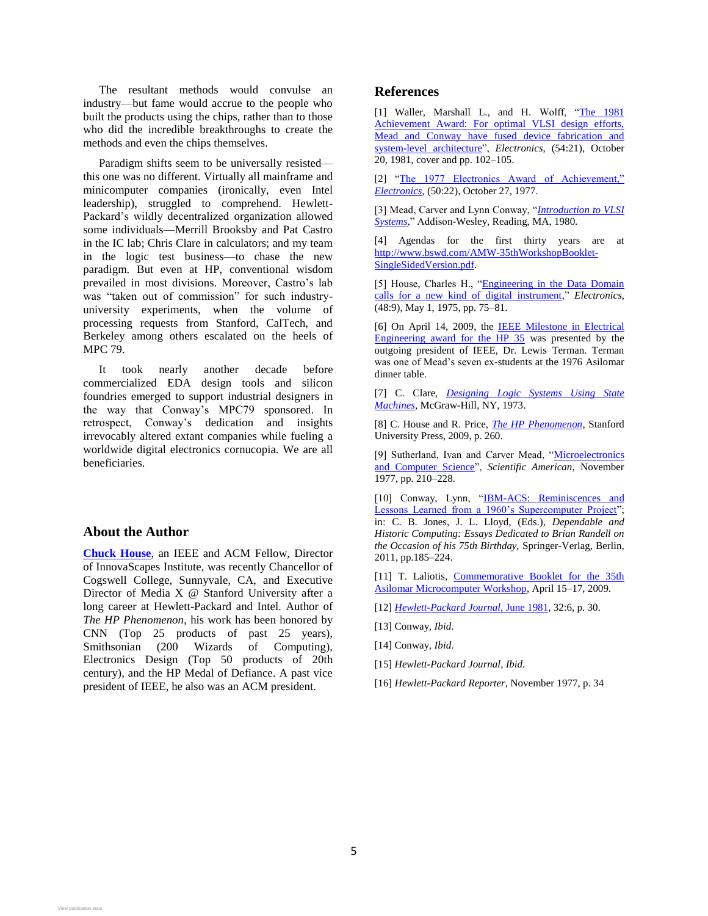The resultant methods would convulse an industry—but fame would accrue to the people who built the products using the chips, rather than to those who did the incredible breakthroughs to create the methods and even the chips themselves.

Paradigm shifts seem to be universally resisted—this one was no different. Virtually all mainframe and minicomputer companies (ironically, even Intel leadership), struggled to comprehend. Hewlett-Packard's wildly decentralized organization allowed some individuals—Merrill Brooksby and Pat Castro in the IC lab; Chris Clare in calculators; and my team in the logic test business—to chase the new paradigm. But even at HP, conventional wisdom prevailed in most divisions. Moreover, Castro's lab was "taken out of commission" for such industry-university experiments, when the volume of processing requests from Stanford, CalTech, and Berkeley among others escalated on the heels of MPC 79.

It took nearly another decade before commercialized EDA design tools and silicon foundries emerged to support industrial designers in the way that Conway's MPC79 sponsored. In retrospect, Conway's dedication and insights irrevocably altered extant companies while fueling a worldwide digital electronics cornucopia. We are all beneficiaries.

## About the Author

**Chuck House**, an IEEE and ACM Fellow, Director of InnovaScapes Institute, was recently Chancellor of Cogswell College, Sunnyvale, CA, and Executive Director of Media X @ Stanford University after a long career at Hewlett-Packard and Intel. Author of *The HP Phenomenon*, his work has been honored by CNN (Top 25 products of past 25 years), Smithsonian (200 Wizards of Computing), Electronics Design (Top 50 products of 20th century), and the HP Medal of Defiance. A past vice president of IEEE, he also was an ACM president.

## References

[1] Waller, Marshall L., and H. Wolff, "The 1981 Achievement Award: For optimal VLSI design efforts, Mead and Conway have fused device fabrication and system-level architecture", *Electronics*, (54:21), October 20, 1981, cover and pp. 102–105.

[2] "The 1977 Electronics Award of Achievement," *Electronics*, (50:22), October 27, 1977.

[3] Mead, Carver and Lynn Conway, "*Introduction to VLSI Systems*," Addison-Wesley, Reading, MA, 1980.

[4] Agendas for the first thirty years are at http://www.bswd.com/AMW-35thWorkshopBooklet-SingleSidedVersion.pdf.

[5] House, Charles H., "Engineering in the Data Domain calls for a new kind of digital instrument," *Electronics*, (48:9), May 1, 1975, pp. 75–81.

[6] On April 14, 2009, the IEEE Milestone in Electrical Engineering award for the HP 35 was presented by the outgoing president of IEEE, Dr. Lewis Terman. Terman was one of Mead's seven ex-students at the 1976 Asilomar dinner table.

[7] C. Clare, *Designing Logic Systems Using State Machines*, McGraw-Hill, NY, 1973.

[8] C. House and R. Price, *The HP Phenomenon*, Stanford University Press, 2009, p. 260.

[9] Sutherland, Ivan and Carver Mead, "Microelectronics and Computer Science", *Scientific American*, November 1977, pp. 210–228.

[10] Conway, Lynn, "IBM-ACS: Reminiscences and Lessons Learned from a 1960's Supercomputer Project"; in: C. B. Jones, J. L. Lloyd, (Eds.), *Dependable and Historic Computing: Essays Dedicated to Brian Randell on the Occasion of his 75th Birthday*, Springer-Verlag, Berlin, 2011, pp.185–224.

[11] T. Laliotis, Commemorative Booklet for the 35th Asilomar Microcomputer Workshop, April 15–17, 2009.

[12] *Hewlett-Packard Journal*, June 1981, 32:6, p. 30.

[13] Conway, *Ibid.*

[14] Conway, *Ibid.*

[15] *Hewlett-Packard Journal*, *Ibid.*

[16] *Hewlett-Packard Reporter*, November 1977, p. 34